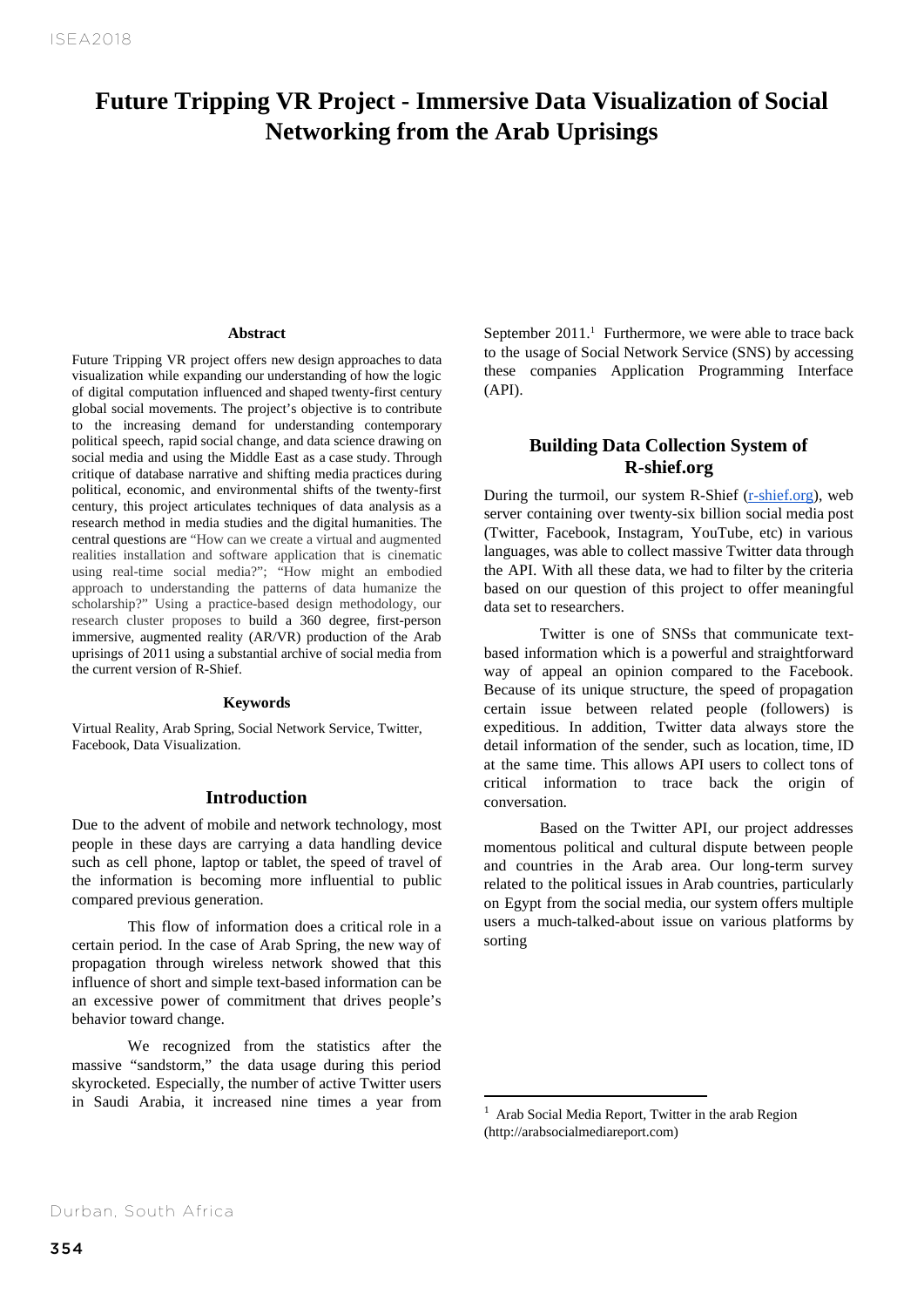# Future Tripping VR Project - Immersive Data Visualization of Social Networking from the Arab Uprisings

### Abstract

Future Tripping VR project offers new design approaches to data visualization while expanding our understanding of how the logic of digital computation influenced and shaped twenty-first century global social movements. The project's objective is to contribute to the increasing demand for understanding contemporary political speech, rapid social change, and data science drawing on social media and using the Middle East as a case study. Through critique of database narrative and shifting media practices during political, economic, and environmental shifts of the twenty-first century, this project articulates techniques of data analysis as a research method in media studies and the digital humanities. The central questions are "How can we create a virtual and augmented realities installation and software application that is cinematic using real-time social media?"; "How might an embodied approach to understanding the patterns of data humanize the scholarship?" Using a practice-based design methodology, our research cluster proposes to build a 360 degree, first-person immersive, augmented reality (AR/VR) production of the Arab uprisings of 2011 using a substantial archive of social media from the current version of R-Shief.

### Keywords

Virtual Reality, Arab Spring, Social Network Service, Twitter, Facebook, Data Visualization.

## Introduction

Due to the advent of mobile and network technology, most people in these days are carrying a data handling device such as cell phone, laptop or tablet, the speed of travel of the information is becoming more influential to public compared previous generation.

This flow of information does a critical role in a certain period. In the case of Arab Spring, the new way of propagation through wireless network showed that this influence of short and simple text-based information can be an excessive power of commitment that drives people's behavior toward change.

We recognized from the statistics after the massive "sandstorm," the data usage during this period skyrocketed. Especially, the number of active Twitter users in Saudi Arabia, it increased nine times a year from September 2011.[1] Furthermore, we were able to trace back to the usage of Social Network Service (SNS) by accessing these companies Application Programming Interface (API).

## Building Data Collection System of R-shief.org

During the turmoil, our system R-Shief (r-shief.org), web server containing over twenty-six billion social media post (Twitter, Facebook, Instagram, YouTube, etc) in various languages, was able to collect massive Twitter data through the API. With all these data, we had to filter by the criteria based on our question of this project to offer meaningful data set to researchers.

Twitter is one of SNSs that communicate text-based information which is a powerful and straightforward way of appeal an opinion compared to the Facebook. Because of its unique structure, the speed of propagation certain issue between related people (followers) is expeditious. In addition, Twitter data always store the detail information of the sender, such as location, time, ID at the same time. This allows API users to collect tons of critical information to trace back the origin of conversation.

Based on the Twitter API, our project addresses momentous political and cultural dispute between people and countries in the Arab area. Our long-term survey related to the political issues in Arab countries, particularly on Egypt from the social media, our system offers multiple users a much-talked-about issue on various platforms by sorting

---

[1] Arab Social Media Report, Twitter in the arab Region (http://arabsocialmediareport.com)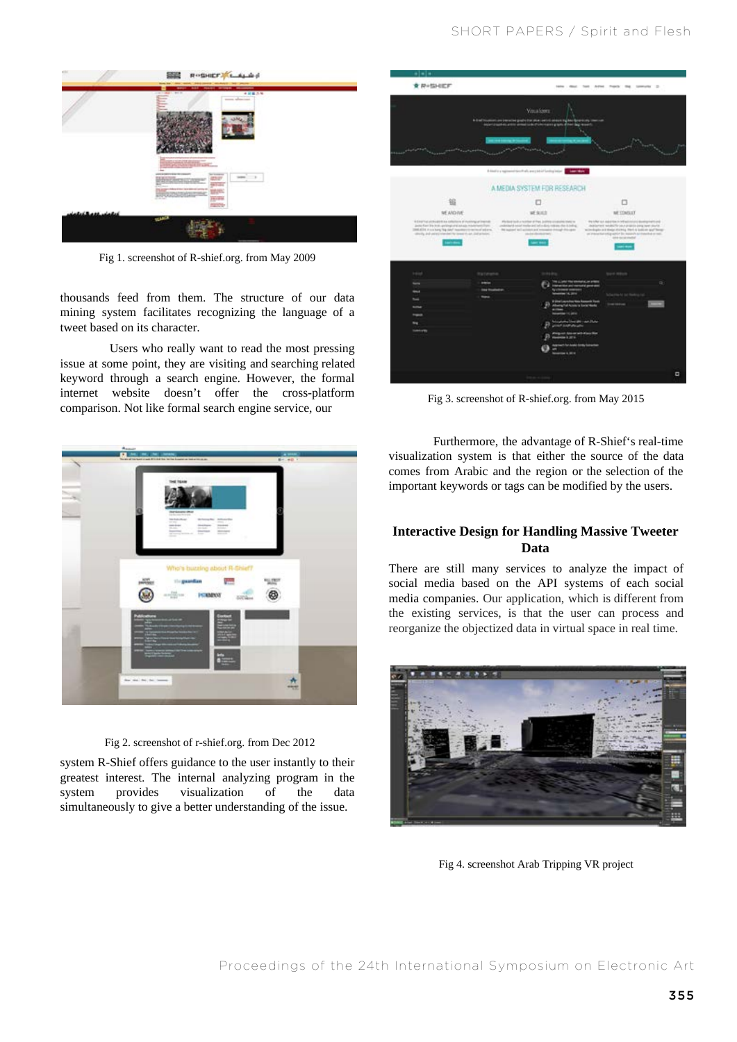Fig 1. screenshot of R-shief.org. from May 2009

thousands feed from them. The structure of our data mining system facilitates recognizing the language of a tweet based on its character.

Users who really want to read the most pressing issue at some point, they are visiting and searching related keyword through a search engine. However, the formal internet website doesn't offer the cross-platform comparison. Not like formal search engine service, our system R-Shief offers guidance to the user instantly to their greatest interest. The internal analyzing program in the system provides visualization of the data simultaneously to give a better understanding of the issue.

Fig 2. screenshot of r-shief.org. from Dec 2012

Fig 3. screenshot of R-shief.org. from May 2015

Furthermore, the advantage of R-Shief's real-time visualization system is that either the source of the data comes from Arabic and the region or the selection of the important keywords or tags can be modified by the users.

## Interactive Design for Handling Massive Tweeter Data

There are still many services to analyze the impact of social media based on the API systems of each social media companies. Our application, which is different from the existing services, is that the user can process and reorganize the objectized data in virtual space in real time.

Fig 4. screenshot Arab Tripping VR project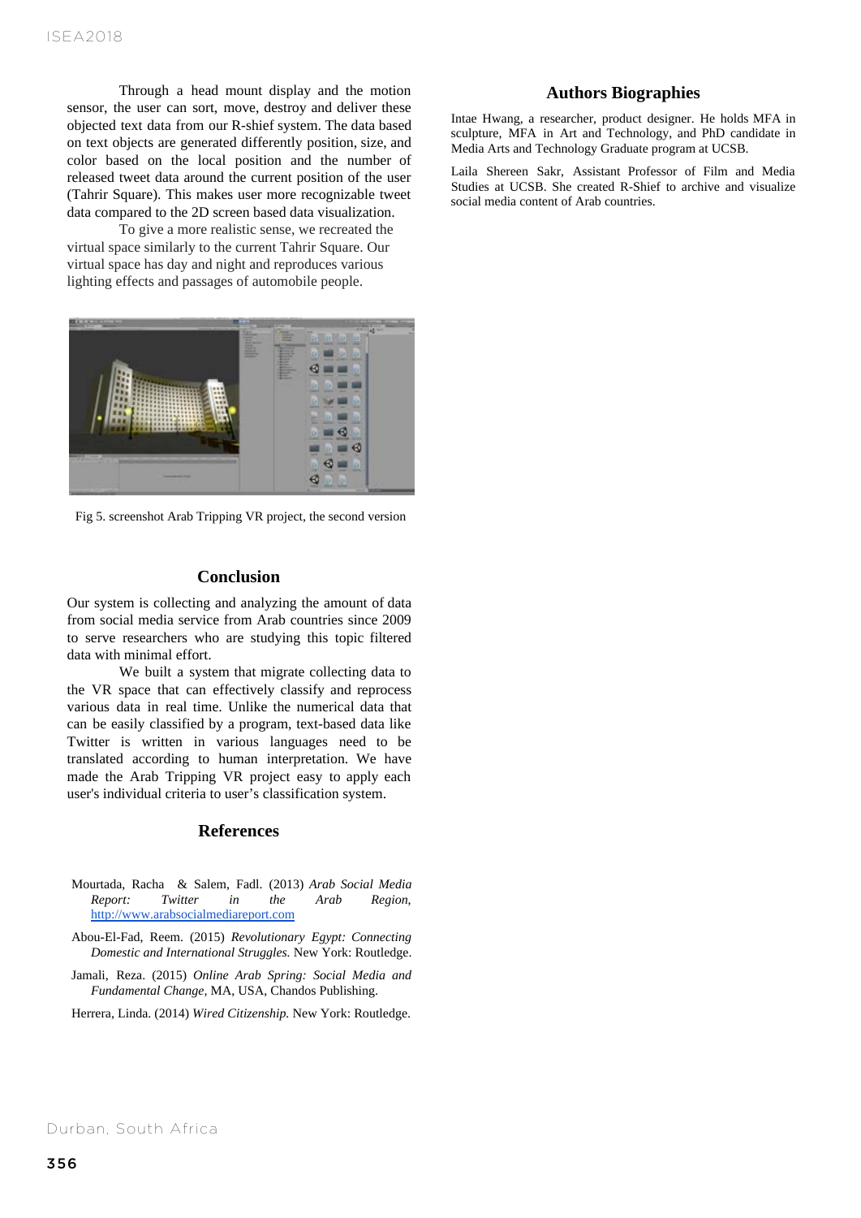Through a head mount display and the motion sensor, the user can sort, move, destroy and deliver these objected text data from our R-shief system. The data based on text objects are generated differently position, size, and color based on the local position and the number of released tweet data around the current position of the user (Tahrir Square). This makes user more recognizable tweet data compared to the 2D screen based data visualization.

To give a more realistic sense, we recreated the virtual space similarly to the current Tahrir Square. Our virtual space has day and night and reproduces various lighting effects and passages of automobile people.

Fig 5. screenshot Arab Tripping VR project, the second version

## Conclusion

Our system is collecting and analyzing the amount of data from social media service from Arab countries since 2009 to serve researchers who are studying this topic filtered data with minimal effort.

We built a system that migrate collecting data to the VR space that can effectively classify and reprocess various data in real time. Unlike the numerical data that can be easily classified by a program, text-based data like Twitter is written in various languages need to be translated according to human interpretation. We have made the Arab Tripping VR project easy to apply each user's individual criteria to user's classification system.

## References

Mourtada, Racha & Salem, Fadl. (2013) *Arab Social Media Report: Twitter in the Arab Region*, http://www.arabsocialmediareport.com

Abou-El-Fad, Reem. (2015) *Revolutionary Egypt: Connecting Domestic and International Struggles.* New York: Routledge.

Jamali, Reza. (2015) *Online Arab Spring: Social Media and Fundamental Change*, MA, USA, Chandos Publishing.

Herrera, Linda. (2014) *Wired Citizenship.* New York: Routledge.

## Authors Biographies

Intae Hwang, a researcher, product designer. He holds MFA in sculpture, MFA in Art and Technology, and PhD candidate in Media Arts and Technology Graduate program at UCSB.

Laila Shereen Sakr, Assistant Professor of Film and Media Studies at UCSB. She created R-Shief to archive and visualize social media content of Arab countries.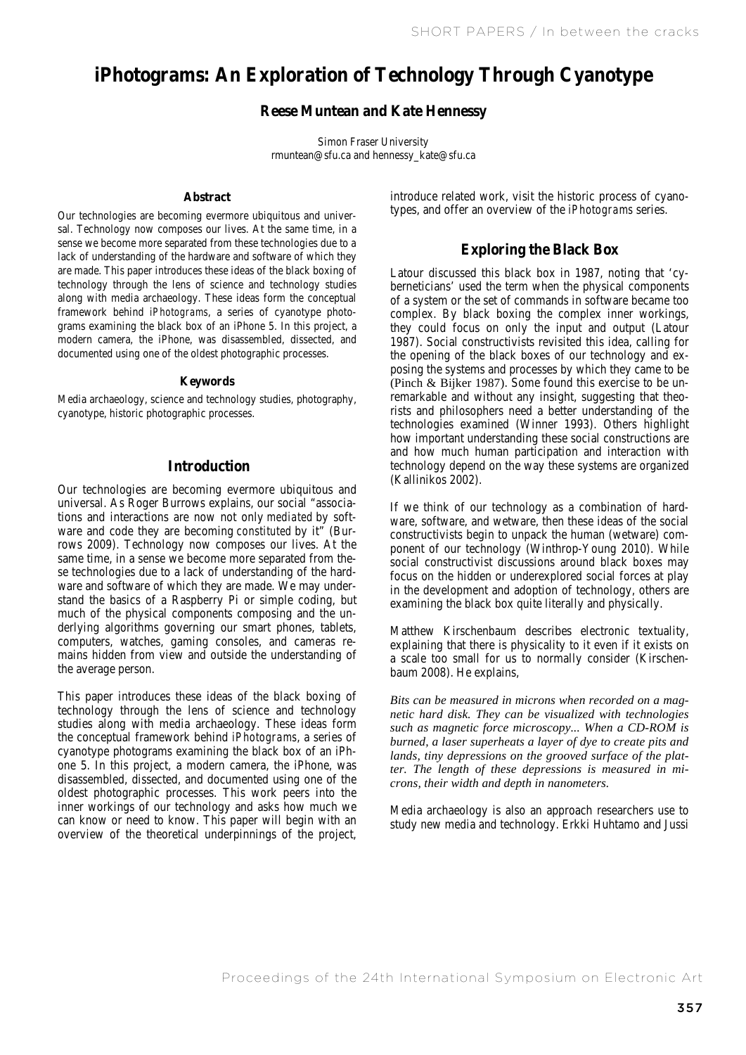# iPhotograms: An Exploration of Technology Through Cyanotype

**Reese Muntean and Kate Hennessy**

Simon Fraser University
rmuntean@sfu.ca and hennessy_kate@sfu.ca

### Abstract

Our technologies are becoming evermore ubiquitous and universal. Technology now composes our lives. At the same time, in a sense we become more separated from these technologies due to a lack of understanding of the hardware and software of which they are made. This paper introduces these ideas of the black boxing of technology through the lens of science and technology studies along with media archaeology. These ideas form the conceptual framework behind *iPhotograms*, a series of cyanotype photograms examining the black box of an iPhone 5. In this project, a modern camera, the iPhone, was disassembled, dissected, and documented using one of the oldest photographic processes.

### Keywords

Media archaeology, science and technology studies, photography, cyanotype, historic photographic processes.

## Introduction

Our technologies are becoming evermore ubiquitous and universal. As Roger Burrows explains, our social "associations and interactions are now not only *mediated* by software and code they are becoming *constituted* by it" (Burrows 2009). Technology now composes our lives. At the same time, in a sense we become more separated from these technologies due to a lack of understanding of the hardware and software of which they are made. We may understand the basics of a Raspberry Pi or simple coding, but much of the physical components composing and the underlying algorithms governing our smart phones, tablets, computers, watches, gaming consoles, and cameras remains hidden from view and outside the understanding of the average person.

This paper introduces these ideas of the black boxing of technology through the lens of science and technology studies along with media archaeology. These ideas form the conceptual framework behind *iPhotograms*, a series of cyanotype photograms examining the black box of an iPhone 5. In this project, a modern camera, the iPhone, was disassembled, dissected, and documented using one of the oldest photographic processes. This work peers into the inner workings of our technology and asks how much we can know or need to know. This paper will begin with an overview of the theoretical underpinnings of the project, introduce related work, visit the historic process of cyanotypes, and offer an overview of the *iPhotograms* series.

## Exploring the Black Box

Latour discussed this black box in 1987, noting that 'cyberneticians' used the term when the physical components of a system or the set of commands in software became too complex. By black boxing the complex inner workings, they could focus on only the input and output (Latour 1987). Social constructivists revisited this idea, calling for the opening of the black boxes of our technology and exposing the systems and processes by which they came to be (Pinch & Bijker 1987). Some found this exercise to be unremarkable and without any insight, suggesting that theorists and philosophers need a better understanding of the technologies examined (Winner 1993). Others highlight how important understanding these social constructions are and how much human participation and interaction with technology depend on the way these systems are organized (Kallinikos 2002).

If we think of our technology as a combination of hardware, software, and wetware, then these ideas of the social constructivists begin to unpack the human (wetware) component of our technology (Winthrop-Young 2010). While social constructivist discussions around black boxes may focus on the hidden or underexplored social forces at play in the development and adoption of technology, others are examining the black box quite literally and physically.

Matthew Kirschenbaum describes electronic textuality, explaining that there is physicality to it even if it exists on a scale too small for us to normally consider (Kirschenbaum 2008). He explains,

*Bits can be measured in microns when recorded on a magnetic hard disk. They can be visualized with technologies such as magnetic force microscopy... When a CD-ROM is burned, a laser superheats a layer of dye to create pits and lands, tiny depressions on the grooved surface of the platter. The length of these depressions is measured in microns, their width and depth in nanometers.*

Media archaeology is also an approach researchers use to study new media and technology. Erkki Huhtamo and Jussi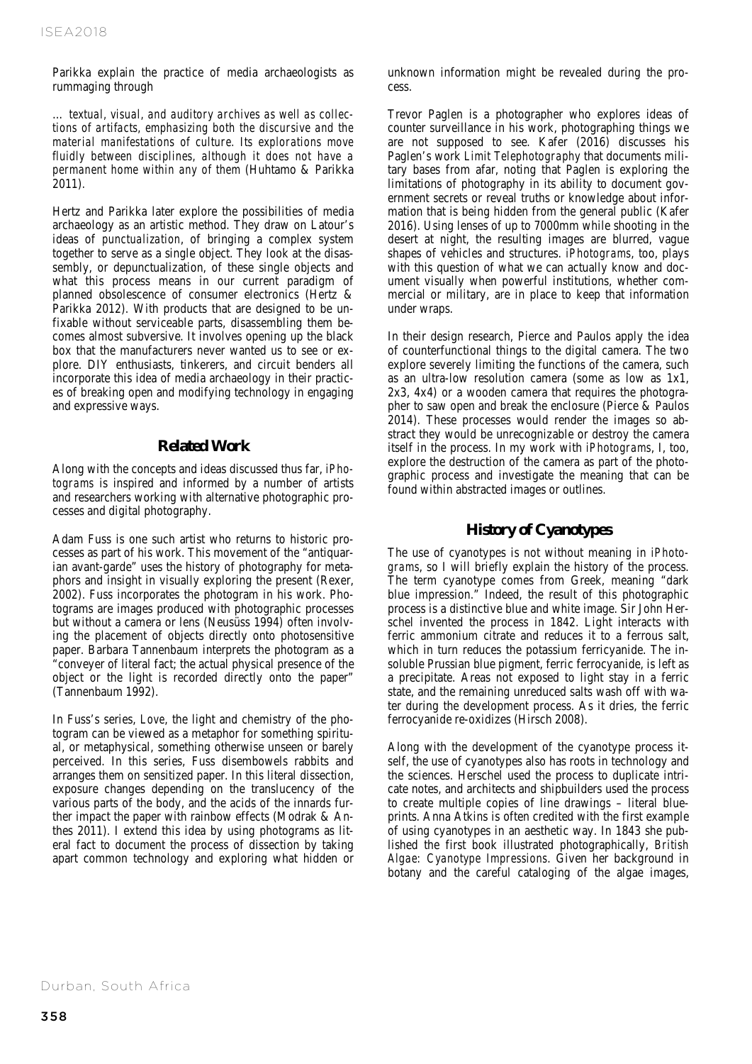Parikka explain the practice of media archaeologists as rummaging through

> … *textual, visual, and auditory archives as well as collections of artifacts, emphasizing both the discursive and the material manifestations of culture. Its explorations move fluidly between disciplines, although it does not have a permanent home within any of them* (Huhtamo & Parikka 2011).

Hertz and Parikka later explore the possibilities of media archaeology as an artistic method. They draw on Latour's ideas of *punctualization*, of bringing a complex system together to serve as a single object. They look at the disassembly, or depunctualization, of these single objects and what this process means in our current paradigm of planned obsolescence of consumer electronics (Hertz & Parikka 2012). With products that are designed to be unfixable without serviceable parts, disassembling them becomes almost subversive. It involves opening up the black box that the manufacturers never wanted us to see or explore. DIY enthusiasts, tinkerers, and circuit benders all incorporate this idea of media archaeology in their practices of breaking open and modifying technology in engaging and expressive ways.

## Related Work

Along with the concepts and ideas discussed thus far, *iPhotograms* is inspired and informed by a number of artists and researchers working with alternative photographic processes and digital photography.

Adam Fuss is one such artist who returns to historic processes as part of his work. This movement of the "antiquarian avant-garde" uses the history of photography for metaphors and insight in visually exploring the present (Rexer, 2002). Fuss incorporates the photogram in his work. Photograms are images produced with photographic processes but without a camera or lens (Neusüss 1994) often involving the placement of objects directly onto photosensitive paper. Barbara Tannenbaum interprets the photogram as a "conveyer of literal fact; the actual physical presence of the object or the light is recorded directly onto the paper" (Tannenbaum 1992).

In Fuss's series, *Love*, the light and chemistry of the photogram can be viewed as a metaphor for something spiritual, or metaphysical, something otherwise unseen or barely perceived. In this series, Fuss disembowels rabbits and arranges them on sensitized paper. In this literal dissection, exposure changes depending on the translucency of the various parts of the body, and the acids of the innards further impact the paper with rainbow effects (Modrak & Anthes 2011). I extend this idea by using photograms as literal fact to document the process of dissection by taking apart common technology and exploring what hidden or unknown information might be revealed during the process.

Trevor Paglen is a photographer who explores ideas of counter surveillance in his work, photographing things we are not supposed to see. Kafer (2016) discusses his Paglen's work *Limit Telephotography* that documents military bases from afar, noting that Paglen is exploring the limitations of photography in its ability to document government secrets or reveal truths or knowledge about information that is being hidden from the general public (Kafer 2016). Using lenses of up to 7000mm while shooting in the desert at night, the resulting images are blurred, vague shapes of vehicles and structures. *iPhotograms*, too, plays with this question of what we can actually know and document visually when powerful institutions, whether commercial or military, are in place to keep that information under wraps.

In their design research, Pierce and Paulos apply the idea of counterfunctional things to the digital camera. The two explore severely limiting the functions of the camera, such as an ultra-low resolution camera (some as low as 1x1, 2x3, 4x4) or a wooden camera that requires the photographer to saw open and break the enclosure (Pierce & Paulos 2014). These processes would render the images so abstract they would be unrecognizable or destroy the camera itself in the process. In my work with *iPhotograms*, I, too, explore the destruction of the camera as part of the photographic process and investigate the meaning that can be found within abstracted images or outlines.

## History of Cyanotypes

The use of cyanotypes is not without meaning in *iPhotograms*, so I will briefly explain the history of the process. The term cyanotype comes from Greek, meaning "dark blue impression." Indeed, the result of this photographic process is a distinctive blue and white image. Sir John Herschel invented the process in 1842. Light interacts with ferric ammonium citrate and reduces it to a ferrous salt, which in turn reduces the potassium ferricyanide. The insoluble Prussian blue pigment, ferric ferrocyanide, is left as a precipitate. Areas not exposed to light stay in a ferric state, and the remaining unreduced salts wash off with water during the development process. As it dries, the ferric ferrocyanide re-oxidizes (Hirsch 2008).

Along with the development of the cyanotype process itself, the use of cyanotypes also has roots in technology and the sciences. Herschel used the process to duplicate intricate notes, and architects and shipbuilders used the process to create multiple copies of line drawings – literal blueprints. Anna Atkins is often credited with the first example of using cyanotypes in an aesthetic way. In 1843 she published the first book illustrated photographically, *British Algae: Cyanotype Impressions*. Given her background in botany and the careful cataloging of the algae images,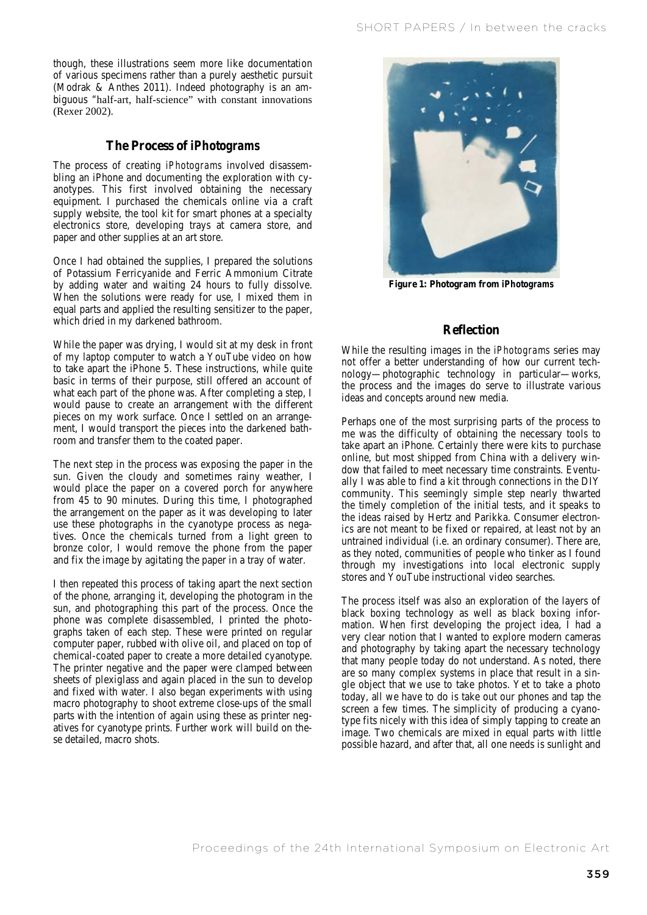though, these illustrations seem more like documentation of various specimens rather than a purely aesthetic pursuit (Modrak & Anthes 2011). Indeed photography is an ambiguous "half-art, half-science" with constant innovations (Rexer 2002).

## The Process of *iPhotograms*

The process of creating *iPhotograms* involved disassembling an iPhone and documenting the exploration with cyanotypes. This first involved obtaining the necessary equipment. I purchased the chemicals online via a craft supply website, the tool kit for smart phones at a specialty electronics store, developing trays at camera store, and paper and other supplies at an art store.

Once I had obtained the supplies, I prepared the solutions of Potassium Ferricyanide and Ferric Ammonium Citrate by adding water and waiting 24 hours to fully dissolve. When the solutions were ready for use, I mixed them in equal parts and applied the resulting sensitizer to the paper, which dried in my darkened bathroom.

While the paper was drying, I would sit at my desk in front of my laptop computer to watch a YouTube video on how to take apart the iPhone 5. These instructions, while quite basic in terms of their purpose, still offered an account of what each part of the phone was. After completing a step, I would pause to create an arrangement with the different pieces on my work surface. Once I settled on an arrangement, I would transport the pieces into the darkened bathroom and transfer them to the coated paper.

The next step in the process was exposing the paper in the sun. Given the cloudy and sometimes rainy weather, I would place the paper on a covered porch for anywhere from 45 to 90 minutes. During this time, I photographed the arrangement on the paper as it was developing to later use these photographs in the cyanotype process as negatives. Once the chemicals turned from a light green to bronze color, I would remove the phone from the paper and fix the image by agitating the paper in a tray of water.

I then repeated this process of taking apart the next section of the phone, arranging it, developing the photogram in the sun, and photographing this part of the process. Once the phone was complete disassembled, I printed the photographs taken of each step. These were printed on regular computer paper, rubbed with olive oil, and placed on top of chemical-coated paper to create a more detailed cyanotype. The printer negative and the paper were clamped between sheets of plexiglass and again placed in the sun to develop and fixed with water. I also began experiments with using macro photography to shoot extreme close-ups of the small parts with the intention of again using these as printer negatives for cyanotype prints. Further work will build on these detailed, macro shots.

**Figure 1: Photogram from *iPhotograms***

## Reflection

While the resulting images in the *iPhotograms* series may not offer a better understanding of how our current technology—photographic technology in particular—works, the process and the images do serve to illustrate various ideas and concepts around new media.

Perhaps one of the most surprising parts of the process to me was the difficulty of obtaining the necessary tools to take apart an iPhone. Certainly there were kits to purchase online, but most shipped from China with a delivery window that failed to meet necessary time constraints. Eventually I was able to find a kit through connections in the DIY community. This seemingly simple step nearly thwarted the timely completion of the initial tests, and it speaks to the ideas raised by Hertz and Parikka. Consumer electronics are not meant to be fixed or repaired, at least not by an untrained individual (i.e. an ordinary consumer). There are, as they noted, communities of people who tinker as I found through my investigations into local electronic supply stores and YouTube instructional video searches.

The process itself was also an exploration of the layers of black boxing technology as well as black boxing information. When first developing the project idea, I had a very clear notion that I wanted to explore modern cameras and photography by taking apart the necessary technology that many people today do not understand. As noted, there are so many complex systems in place that result in a single object that we use to take photos. Yet to take a photo today, all we have to do is take out our phones and tap the screen a few times. The simplicity of producing a cyanotype fits nicely with this idea of simply tapping to create an image. Two chemicals are mixed in equal parts with little possible hazard, and after that, all one needs is sunlight and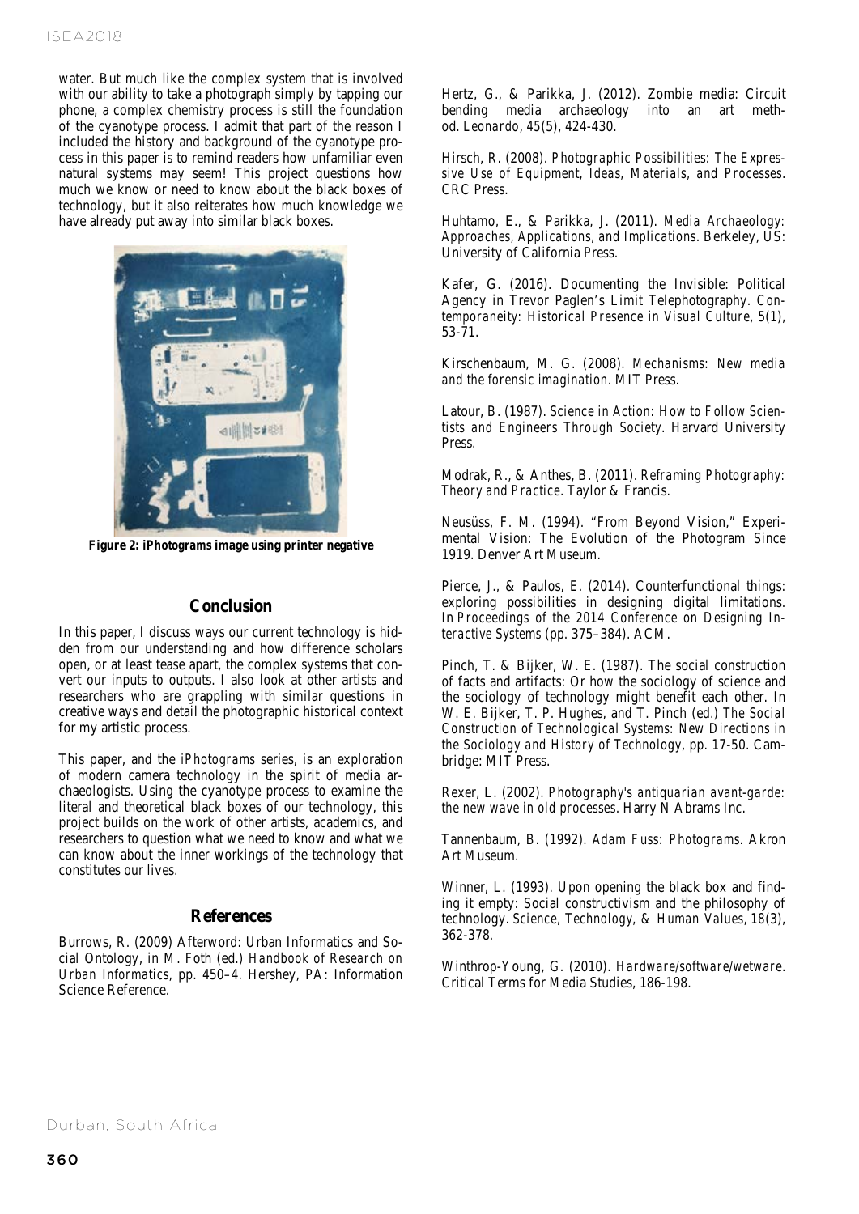water. But much like the complex system that is involved with our ability to take a photograph simply by tapping our phone, a complex chemistry process is still the foundation of the cyanotype process. I admit that part of the reason I included the history and background of the cyanotype process in this paper is to remind readers how unfamiliar even natural systems may seem! This project questions how much we know or need to know about the black boxes of technology, but it also reiterates how much knowledge we have already put away into similar black boxes.

**Figure 2: *iPhotograms* image using printer negative**

## Conclusion

In this paper, I discuss ways our current technology is hidden from our understanding and how difference scholars open, or at least tease apart, the complex systems that convert our inputs to outputs. I also look at other artists and researchers who are grappling with similar questions in creative ways and detail the photographic historical context for my artistic process.

This paper, and the *iPhotograms* series, is an exploration of modern camera technology in the spirit of media archaeologists. Using the cyanotype process to examine the literal and theoretical black boxes of our technology, this project builds on the work of other artists, academics, and researchers to question what we need to know and what we can know about the inner workings of the technology that constitutes our lives.

## References

Burrows, R. (2009) Afterword: Urban Informatics and Social Ontology, in M. Foth (ed.) *Handbook of Research on Urban Informatics*, pp. 450–4. Hershey, PA: Information Science Reference.

Hertz, G., & Parikka, J. (2012). Zombie media: Circuit bending media archaeology into an art method. *Leonardo*, *45*(5), 424-430.

Hirsch, R. (2008). *Photographic Possibilities: The Expressive Use of Equipment, Ideas, Materials, and Processes*. CRC Press.

Huhtamo, E., & Parikka, J. (2011). *Media Archaeology: Approaches, Applications, and Implications*. Berkeley, US: University of California Press.

Kafer, G. (2016). Documenting the Invisible: Political Agency in Trevor Paglen's Limit Telephotography. *Contemporaneity: Historical Presence in Visual Culture*, 5(1), 53-71.

Kirschenbaum, M. G. (2008). *Mechanisms: New media and the forensic imagination*. MIT Press.

Latour, B. (1987). *Science in Action: How to Follow Scientists and Engineers Through Society*. Harvard University Press.

Modrak, R., & Anthes, B. (2011). *Reframing Photography: Theory and Practice*. Taylor & Francis.

Neusüss, F. M. (1994). "From Beyond Vision," Experimental Vision: The Evolution of the Photogram Since 1919. Denver Art Museum.

Pierce, J., & Paulos, E. (2014). Counterfunctional things: exploring possibilities in designing digital limitations. In *Proceedings of the 2014 Conference on Designing Interactive Systems* (pp. 375–384). ACM.

Pinch, T. & Bijker, W. E. (1987). The social construction of facts and artifacts: Or how the sociology of science and the sociology of technology might benefit each other. In W. E. Bijker, T. P. Hughes, and T. Pinch (ed.) *The Social Construction of Technological Systems: New Directions in the Sociology and History of Technology*, pp. 17-50. Cambridge: MIT Press.

Rexer, L. (2002). *Photography's antiquarian avant-garde: the new wave in old processes*. Harry N Abrams Inc.

Tannenbaum, B. (1992). *Adam Fuss: Photograms*. Akron Art Museum.

Winner, L. (1993). Upon opening the black box and finding it empty: Social constructivism and the philosophy of technology. *Science, Technology, & Human Values*, *18*(3), 362-378.

Winthrop-Young, G. (2010). *Hardware/software/wetware*. Critical Terms for Media Studies, 186-198.